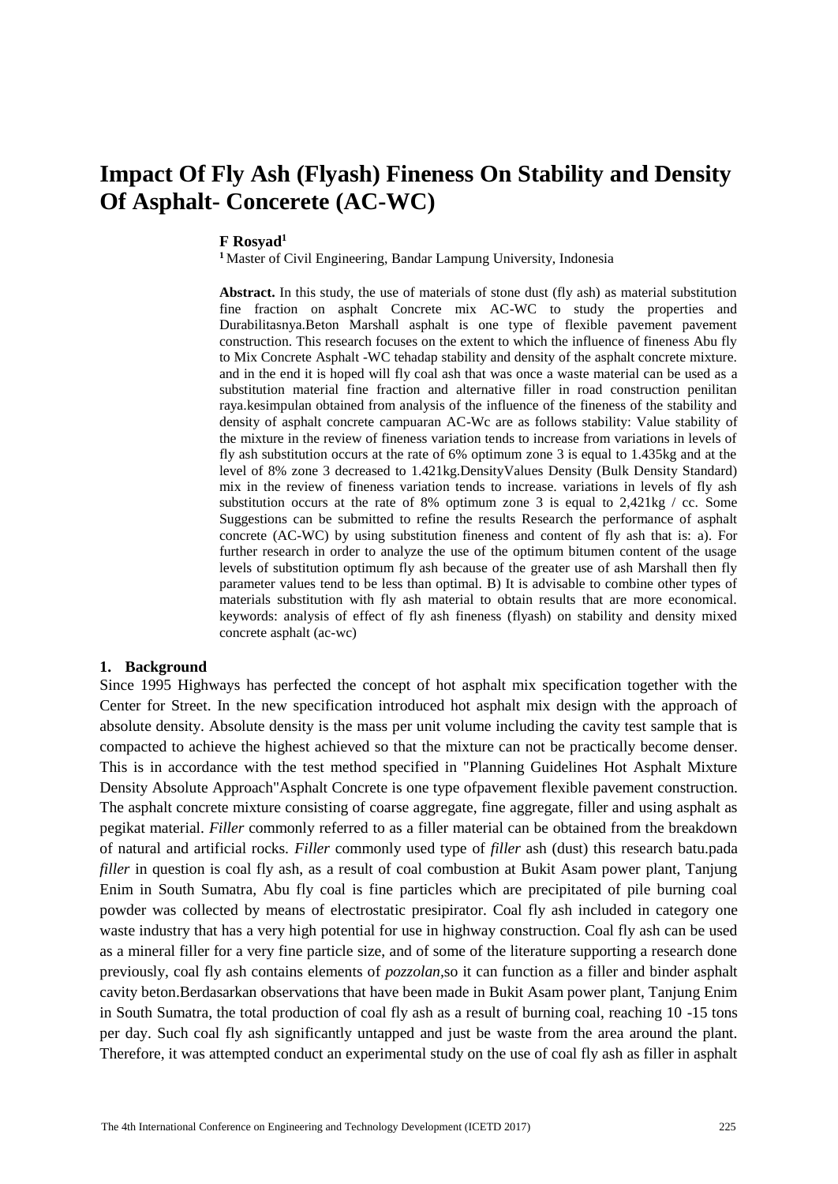# Impact Of Fly Ash (Flyash) Fineness On Stability and Density Of Asphalt- Concerete (AC-WC)

**F Rosyad**[1]

[1] Master of Civil Engineering, Bandar Lampung University, Indonesia

**Abstract.** In this study, the use of materials of stone dust (fly ash) as material substitution fine fraction on asphalt Concrete mix AC-WC to study the properties and Durabilitasnya.Beton Marshall asphalt is one type of flexible pavement pavement construction. This research focuses on the extent to which the influence of fineness Abu fly to Mix Concrete Asphalt -WC tehadap stability and density of the asphalt concrete mixture. and in the end it is hoped will fly coal ash that was once a waste material can be used as a substitution material fine fraction and alternative filler in road construction penilitan raya.kesimpulan obtained from analysis of the influence of the fineness of the stability and density of asphalt concrete campuaran AC-Wc are as follows stability: Value stability of the mixture in the review of fineness variation tends to increase from variations in levels of fly ash substitution occurs at the rate of 6% optimum zone 3 is equal to 1.435kg and at the level of 8% zone 3 decreased to 1.421kg.DensityValues Density (Bulk Density Standard) mix in the review of fineness variation tends to increase. variations in levels of fly ash substitution occurs at the rate of 8% optimum zone 3 is equal to 2,421kg / cc. Some Suggestions can be submitted to refine the results Research the performance of asphalt concrete (AC-WC) by using substitution fineness and content of fly ash that is: a). For further research in order to analyze the use of the optimum bitumen content of the usage levels of substitution optimum fly ash because of the greater use of ash Marshall then fly parameter values tend to be less than optimal. B) It is advisable to combine other types of materials substitution with fly ash material to obtain results that are more economical. keywords: analysis of effect of fly ash fineness (flyash) on stability and density mixed concrete asphalt (ac-wc)

## 1. Background

Since 1995 Highways has perfected the concept of hot asphalt mix specification together with the Center for Street. In the new specification introduced hot asphalt mix design with the approach of absolute density. Absolute density is the mass per unit volume including the cavity test sample that is compacted to achieve the highest achieved so that the mixture can not be practically become denser. This is in accordance with the test method specified in "Planning Guidelines Hot Asphalt Mixture Density Absolute Approach"Asphalt Concrete is one type ofpavement flexible pavement construction. The asphalt concrete mixture consisting of coarse aggregate, fine aggregate, filler and using asphalt as pegikat material. *Filler* commonly referred to as a filler material can be obtained from the breakdown of natural and artificial rocks. *Filler* commonly used type of *filler* ash (dust) this research batu.pada *filler* in question is coal fly ash, as a result of coal combustion at Bukit Asam power plant, Tanjung Enim in South Sumatra, Abu fly coal is fine particles which are precipitated of pile burning coal powder was collected by means of electrostatic presipirator. Coal fly ash included in category one waste industry that has a very high potential for use in highway construction. Coal fly ash can be used as a mineral filler for a very fine particle size, and of some of the literature supporting a research done previously, coal fly ash contains elements of *pozzolan*,so it can function as a filler and binder asphalt cavity beton.Berdasarkan observations that have been made in Bukit Asam power plant, Tanjung Enim in South Sumatra, the total production of coal fly ash as a result of burning coal, reaching 10 -15 tons per day. Such coal fly ash significantly untapped and just be waste from the area around the plant. Therefore, it was attempted conduct an experimental study on the use of coal fly ash as filler in asphalt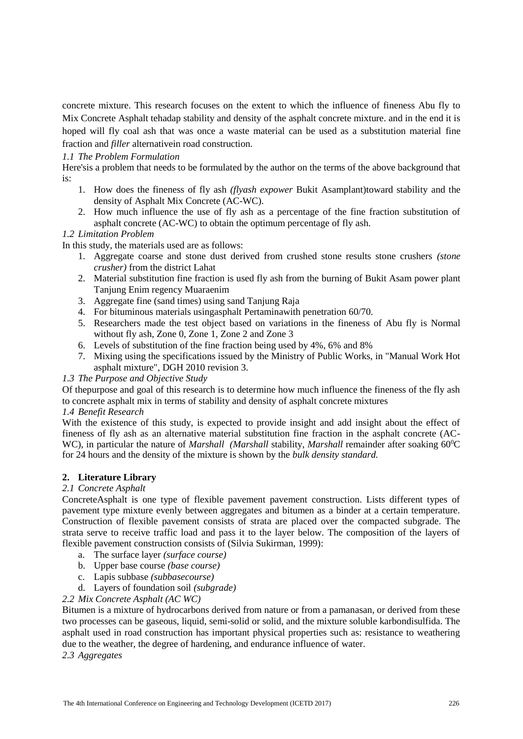concrete mixture. This research focuses on the extent to which the influence of fineness Abu fly to Mix Concrete Asphalt tehadap stability and density of the asphalt concrete mixture. and in the end it is hoped will fly coal ash that was once a waste material can be used as a substitution material fine fraction and *filler* alternativein road construction.

### *1.1 The Problem Formulation*

Here'sis a problem that needs to be formulated by the author on the terms of the above background that is:

1. How does the fineness of fly ash *(flyash expower* Bukit Asamplant)toward stability and the density of Asphalt Mix Concrete (AC-WC).
2. How much influence the use of fly ash as a percentage of the fine fraction substitution of asphalt concrete (AC-WC) to obtain the optimum percentage of fly ash.

### *1.2 Limitation Problem*

In this study, the materials used are as follows:

1. Aggregate coarse and stone dust derived from crushed stone results stone crushers *(stone crusher)* from the district Lahat
2. Material substitution fine fraction is used fly ash from the burning of Bukit Asam power plant Tanjung Enim regency Muaraenim
3. Aggregate fine (sand times) using sand Tanjung Raja
4. For bituminous materials usingasphalt Pertaminawith penetration 60/70.
5. Researchers made the test object based on variations in the fineness of Abu fly is Normal without fly ash, Zone 0, Zone 1, Zone 2 and Zone 3
6. Levels of substitution of the fine fraction being used by 4%, 6% and 8%
7. Mixing using the specifications issued by the Ministry of Public Works, in "Manual Work Hot asphalt mixture", DGH 2010 revision 3.

### *1.3 The Purpose and Objective Study*

Of thepurpose and goal of this research is to determine how much influence the fineness of the fly ash to concrete asphalt mix in terms of stability and density of asphalt concrete mixtures

### *1.4 Benefit Research*

With the existence of this study, is expected to provide insight and add insight about the effect of fineness of fly ash as an alternative material substitution fine fraction in the asphalt concrete (AC-WC), in particular the nature of *Marshall (Marshall* stability, *Marshall* remainder after soaking $60^0$C for 24 hours and the density of the mixture is shown by the *bulk density standard.*

## 2. Literature Library

### *2.1 Concrete Asphalt*

ConcreteAsphalt is one type of flexible pavement pavement construction. Lists different types of pavement type mixture evenly between aggregates and bitumen as a binder at a certain temperature. Construction of flexible pavement consists of strata are placed over the compacted subgrade. The strata serve to receive traffic load and pass it to the layer below. The composition of the layers of flexible pavement construction consists of (Silvia Sukirman, 1999):

a. The surface layer *(surface course)*
b. Upper base course *(base course)*
c. Lapis subbase *(subbasecourse)*
d. Layers of foundation soil *(subgrade)*

### *2.2 Mix Concrete Asphalt (AC WC)*

Bitumen is a mixture of hydrocarbons derived from nature or from a pamanasan, or derived from these two processes can be gaseous, liquid, semi-solid or solid, and the mixture soluble karbondisulfida. The asphalt used in road construction has important physical properties such as: resistance to weathering due to the weather, the degree of hardening, and endurance influence of water.

### *2.3 Aggregates*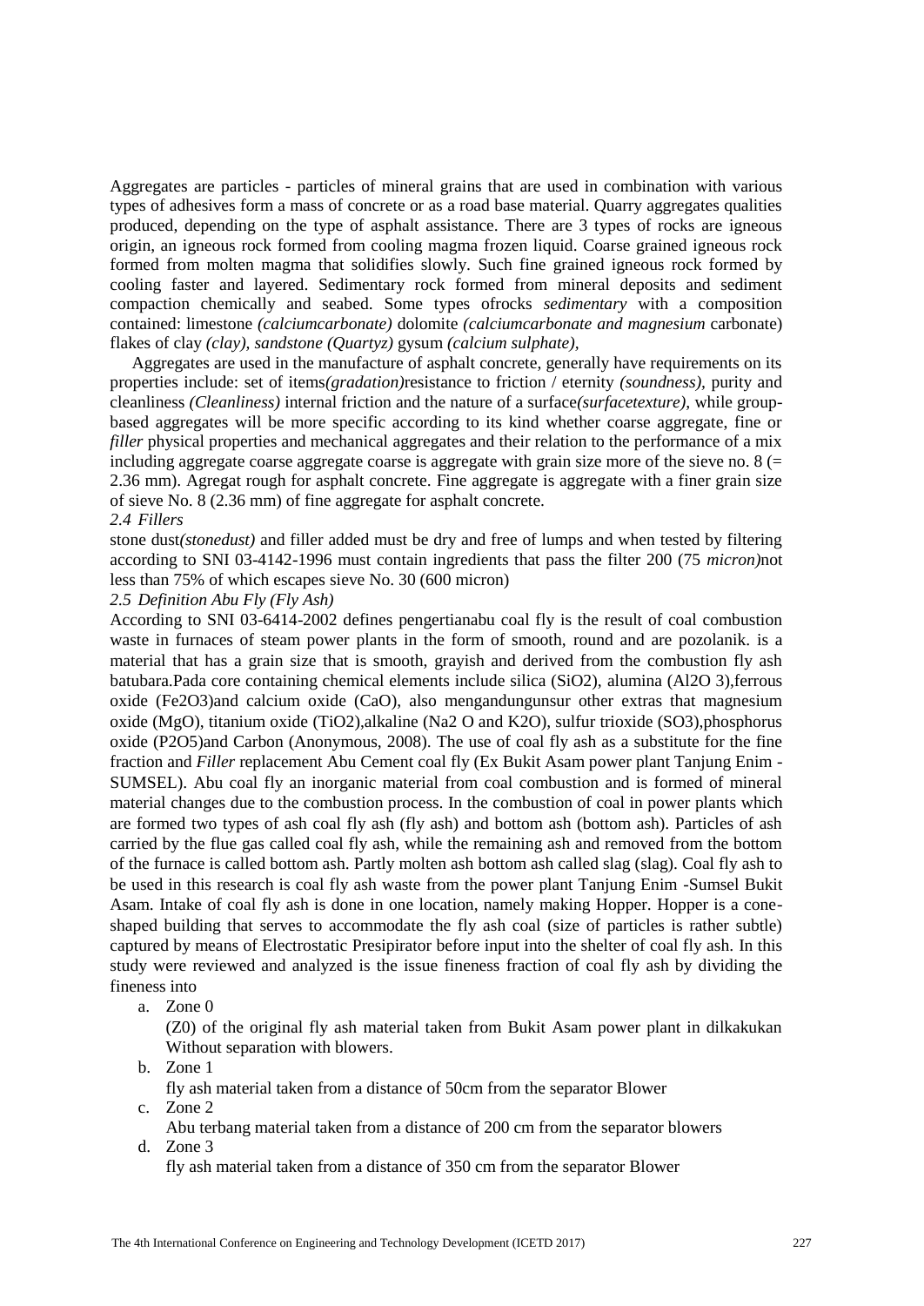Aggregates are particles - particles of mineral grains that are used in combination with various types of adhesives form a mass of concrete or as a road base material. Quarry aggregates qualities produced, depending on the type of asphalt assistance. There are 3 types of rocks are igneous origin, an igneous rock formed from cooling magma frozen liquid. Coarse grained igneous rock formed from molten magma that solidifies slowly. Such fine grained igneous rock formed by cooling faster and layered. Sedimentary rock formed from mineral deposits and sediment compaction chemically and seabed. Some types ofrocks *sedimentary* with a composition contained: limestone *(calciumcarbonate)* dolomite *(calciumcarbonate and magnesium* carbonate) flakes of clay *(clay), sandstone (Quartyz)* gysum *(calcium sulphate)*,

Aggregates are used in the manufacture of asphalt concrete, generally have requirements on its properties include: set of items*(gradation)*resistance to friction / eternity *(soundness)*, purity and cleanliness *(Cleanliness)* internal friction and the nature of a surface*(surfacetexture)*, while group-based aggregates will be more specific according to its kind whether coarse aggregate, fine or *filler* physical properties and mechanical aggregates and their relation to the performance of a mix including aggregate coarse aggregate coarse is aggregate with grain size more of the sieve no. 8 (= 2.36 mm). Agregat rough for asphalt concrete. Fine aggregate is aggregate with a finer grain size of sieve No. 8 (2.36 mm) of fine aggregate for asphalt concrete.

### *2.4 Fillers*

stone dust*(stonedust)* and filler added must be dry and free of lumps and when tested by filtering according to SNI 03-4142-1996 must contain ingredients that pass the filter 200 (75 *micron)*not less than 75% of which escapes sieve No. 30 (600 micron)

### *2.5 Definition Abu Fly (Fly Ash)*

According to SNI 03-6414-2002 defines pengertianabu coal fly is the result of coal combustion waste in furnaces of steam power plants in the form of smooth, round and are pozolanik. is a material that has a grain size that is smooth, grayish and derived from the combustion fly ash batubara.Pada core containing chemical elements include silica ($SiO_2$), alumina ($Al_2O_3$),ferrous oxide ($Fe_2O_3$)and calcium oxide (CaO), also mengandungunsur other extras that magnesium oxide (MgO), titanium oxide ($TiO_2$),alkaline ($Na_2O$ and $K_2O$), sulfur trioxide ($SO_3$),phosphorus oxide ($P_2O_5$)and Carbon (Anonymous, 2008). The use of coal fly ash as a substitute for the fine fraction and *Filler* replacement Abu Cement coal fly (Ex Bukit Asam power plant Tanjung Enim - SUMSEL). Abu coal fly an inorganic material from coal combustion and is formed of mineral material changes due to the combustion process. In the combustion of coal in power plants which are formed two types of ash coal fly ash (fly ash) and bottom ash (bottom ash). Particles of ash carried by the flue gas called coal fly ash, while the remaining ash and removed from the bottom of the furnace is called bottom ash. Partly molten ash bottom ash called slag (slag). Coal fly ash to be used in this research is coal fly ash waste from the power plant Tanjung Enim -Sumsel Bukit Asam. Intake of coal fly ash is done in one location, namely making Hopper. Hopper is a cone-shaped building that serves to accommodate the fly ash coal (size of particles is rather subtle) captured by means of Electrostatic Presipirator before input into the shelter of coal fly ash. In this study were reviewed and analyzed is the issue fineness fraction of coal fly ash by dividing the fineness into

a. Zone 0

   (Z0) of the original fly ash material taken from Bukit Asam power plant in dilkakukan Without separation with blowers.

b. Zone 1

   fly ash material taken from a distance of 50cm from the separator Blower

c. Zone 2

   Abu terbang material taken from a distance of 200 cm from the separator blowers

d. Zone 3

   fly ash material taken from a distance of 350 cm from the separator Blower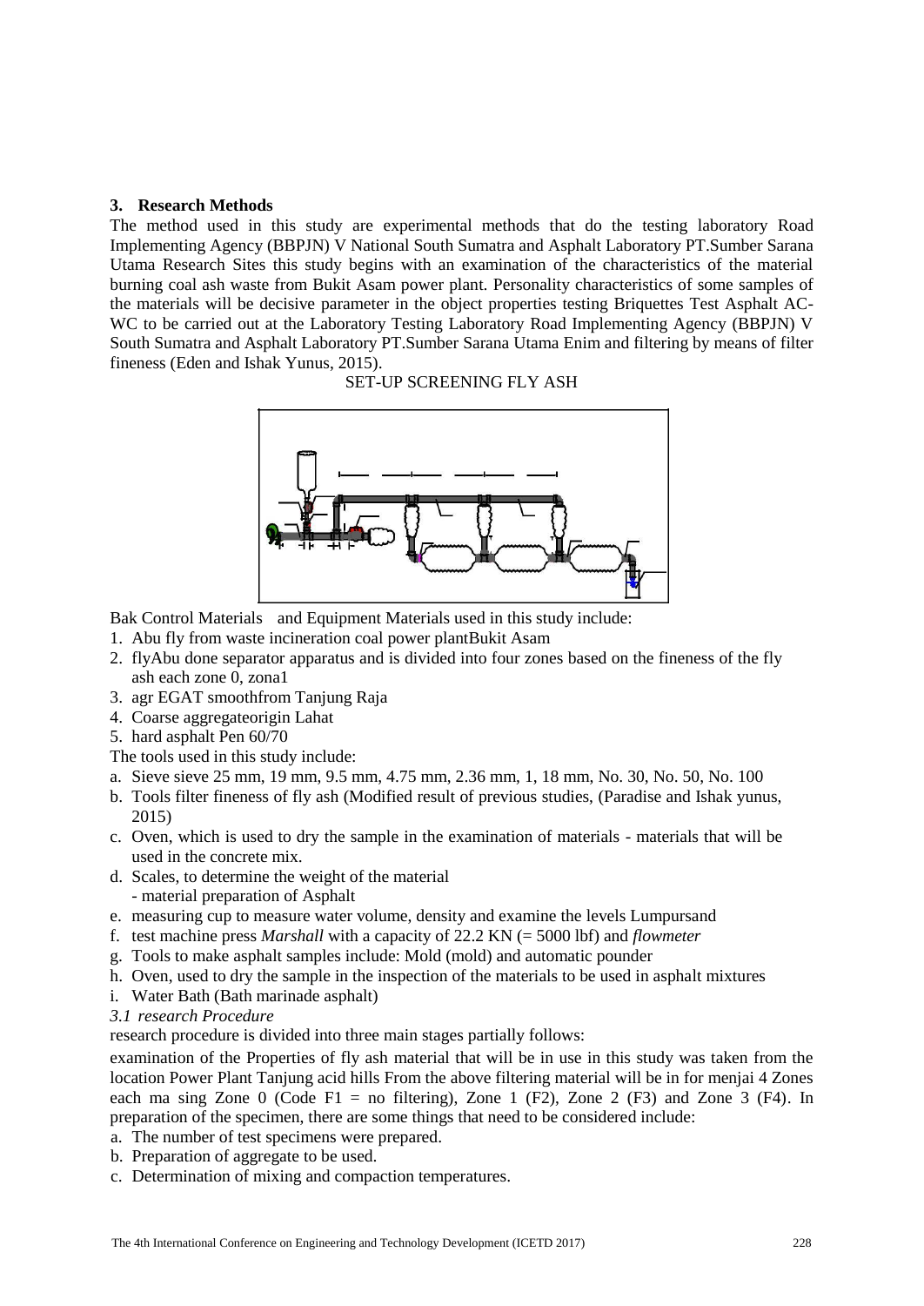## 3. Research Methods

The method used in this study are experimental methods that do the testing laboratory Road Implementing Agency (BBPJN) V National South Sumatra and Asphalt Laboratory PT.Sumber Sarana Utama Research Sites this study begins with an examination of the characteristics of the material burning coal ash waste from Bukit Asam power plant. Personality characteristics of some samples of the materials will be decisive parameter in the object properties testing Briquettes Test Asphalt AC-WC to be carried out at the Laboratory Testing Laboratory Road Implementing Agency (BBPJN) V South Sumatra and Asphalt Laboratory PT.Sumber Sarana Utama Enim and filtering by means of filter fineness (Eden and Ishak Yunus, 2015).

SET-UP SCREENING FLY ASH

Bak Control Materials and Equipment Materials used in this study include:

1. Abu fly from waste incineration coal power plantBukit Asam
2. flyAbu done separator apparatus and is divided into four zones based on the fineness of the fly ash each zone 0, zona1
3. agr EGAT smoothfrom Tanjung Raja
4. Coarse aggregateorigin Lahat
5. hard asphalt Pen 60/70

The tools used in this study include:

a. Sieve sieve 25 mm, 19 mm, 9.5 mm, 4.75 mm, 2.36 mm, 1, 18 mm, No. 30, No. 50, No. 100
b. Tools filter fineness of fly ash (Modified result of previous studies, (Paradise and Ishak yunus, 2015)
c. Oven, which is used to dry the sample in the examination of materials - materials that will be used in the concrete mix.
d. Scales, to determine the weight of the material
   - material preparation of Asphalt
e. measuring cup to measure water volume, density and examine the levels Lumpursand
f. test machine press *Marshall* with a capacity of 22.2 KN (= 5000 lbf) and *flowmeter*
g. Tools to make asphalt samples include: Mold (mold) and automatic pounder
h. Oven, used to dry the sample in the inspection of the materials to be used in asphalt mixtures
i. Water Bath (Bath marinade asphalt)

### *3.1 research Procedure*

research procedure is divided into three main stages partially follows:

examination of the Properties of fly ash material that will be in use in this study was taken from the location Power Plant Tanjung acid hills From the above filtering material will be in for menjai 4 Zones each ma sing Zone 0 (Code F1 = no filtering), Zone 1 (F2), Zone 2 (F3) and Zone 3 (F4). In preparation of the specimen, there are some things that need to be considered include:

a. The number of test specimens were prepared.
b. Preparation of aggregate to be used.
c. Determination of mixing and compaction temperatures.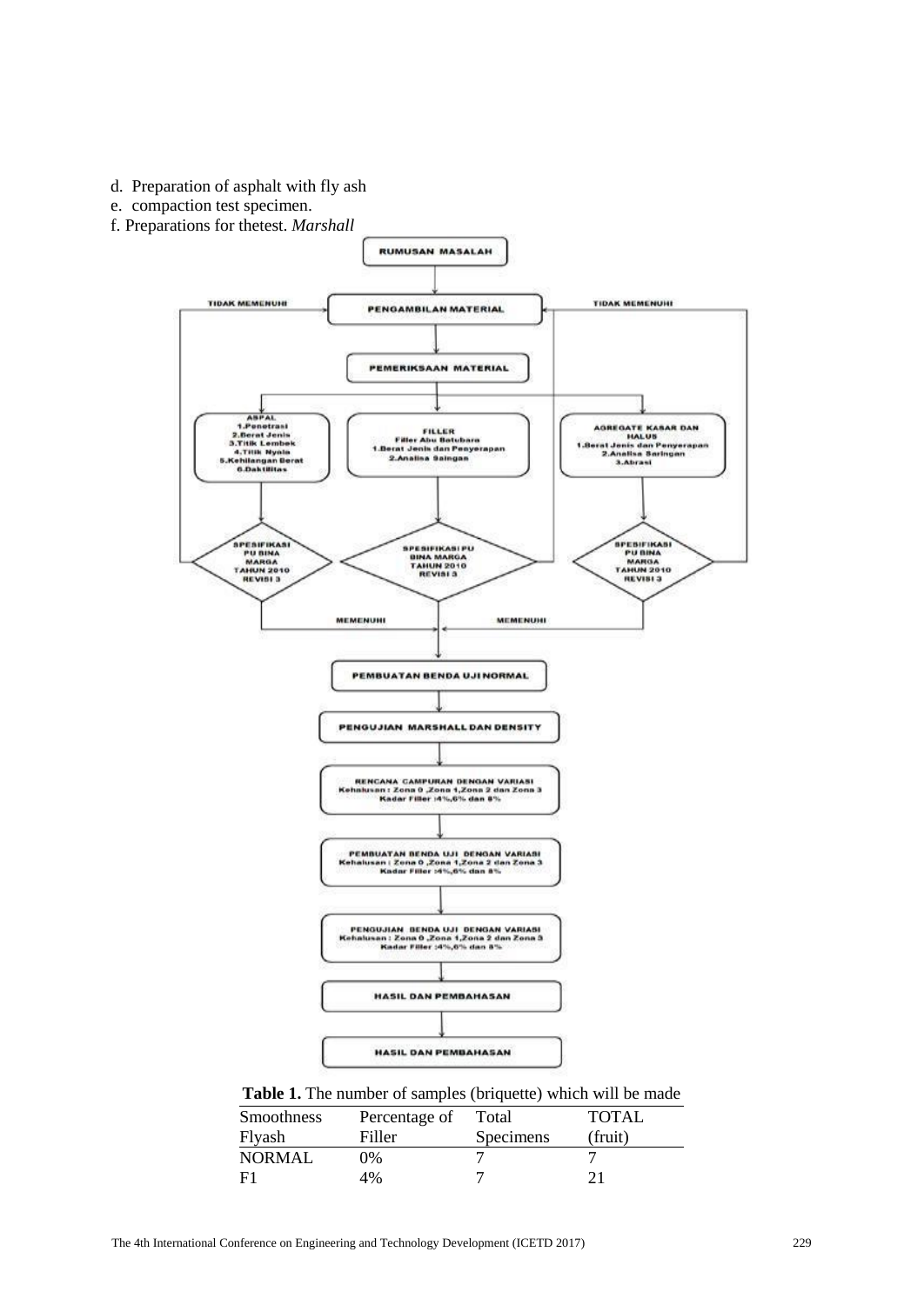d. Preparation of asphalt with fly ash

e. compaction test specimen.

f. Preparations for thetest. *Marshall*

RUMUSAN MASALAH

TIDAK MEMENUHI

PENGAMBILAN MATERIAL

TIDAK MEMENUHI

PEMERIKSAAN MATERIAL

ASPAL
1.Penetrasi
2.Berat Jenis
3.Titik Lembek
4.Titik Nyala
5.Kehilangan Berat
6.Daktilitas

FILLER
Filler Abu Batubara
1.Berat Jenis dan Penyerapan
2.Analisa Saingan

AGREGATE KASAR DAN HALUS
1.Berat Jenis dan Penyerapan
2.Analisa Saringan
3.Abrasi

SPESIFIKASI PU BINA MARGA TAHUN 2010 REVISI 3

SPESIFIKASI PU BINA MARGA TAHUN 2010 REVISI 3

SPESIFIKASI PU BINA MARGA TAHUN 2010 REVISI 3

MEMENUHI

MEMENUHI

PEMBUATAN BENDA UJI NORMAL

PENGUJIAN MARSHALL DAN DENSITY

RENCANA CAMPURAN DENGAN VARIASI
Kehalusan : Zona 0 ,Zona 1,Zona 2 dan Zona 3
Kadar Filler :4%,6% dan 8%

PEMBUATAN BENDA UJI DENGAN VARIASI
Kehalusan : Zona 0 ,Zona 1,Zona 2 dan Zona 3
Kadar Filler :4%,6% dan 8%

PENGUJIAN BENDA UJI DENGAN VARIASI
Kehalusan : Zona 0 ,Zona 1,Zona 2 dan Zona 3
Kadar Filler :4%,6% dan 8%

HASIL DAN PEMBAHASAN

HASIL DAN PEMBAHASAN

**Table 1.** The number of samples (briquette) which will be made

| Smoothness Flyash | Percentage of Filler | Total Specimens | TOTAL (fruit) |
|---|---|---|---|
| NORMAL | 0% | 7 | 7 |
| F1 | 4% | 7 | 21 |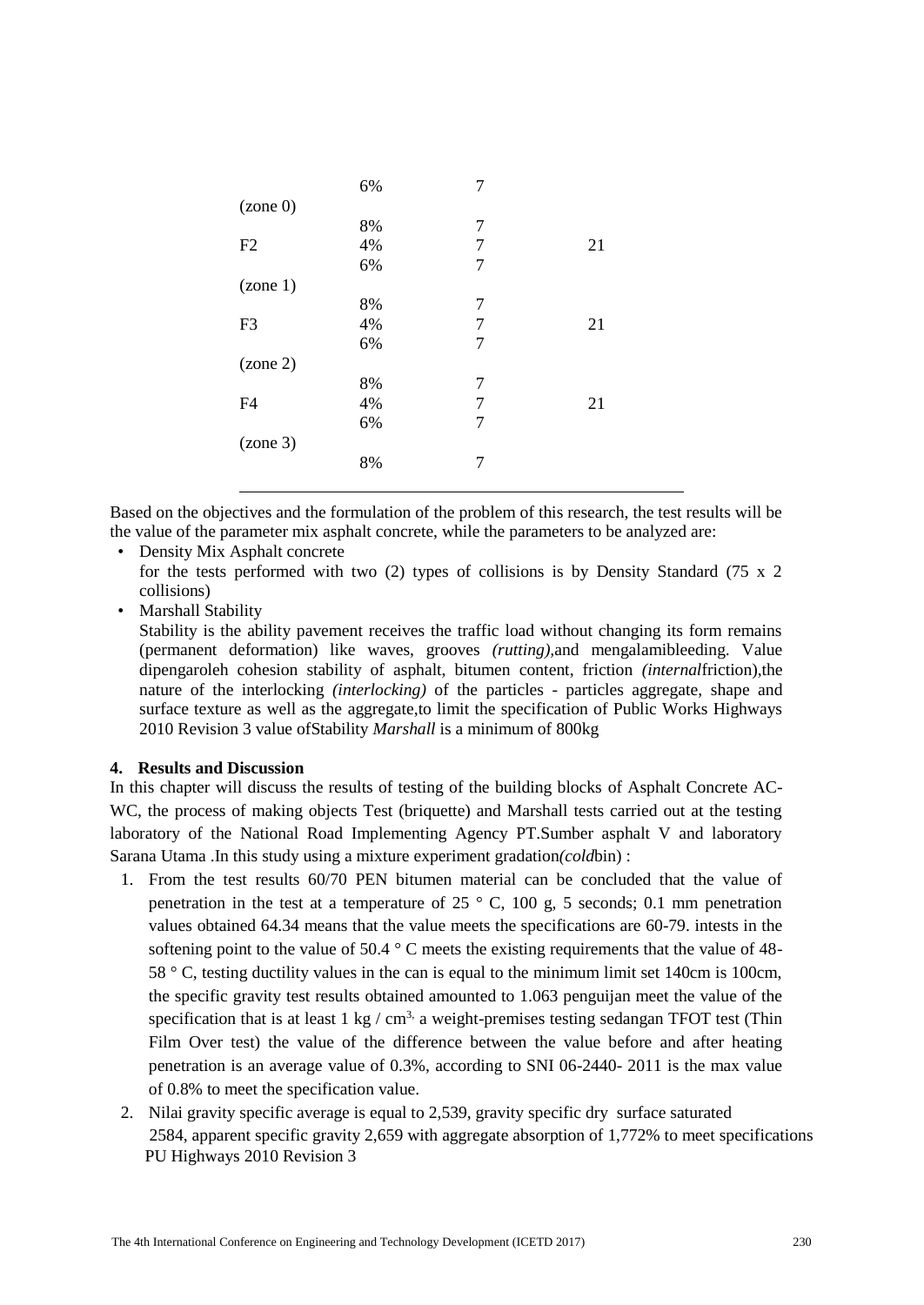| | | | |
|---|---|---|---|
| | 6% | 7 | |
| (zone 0) | | | |
| | 8% | 7 | |
| F2 | 4% | 7 | 21 |
| | 6% | 7 | |
| (zone 1) | | | |
| | 8% | 7 | |
| F3 | 4% | 7 | 21 |
| | 6% | 7 | |
| (zone 2) | | | |
| | 8% | 7 | |
| F4 | 4% | 7 | 21 |
| | 6% | 7 | |
| (zone 3) | | | |
| | 8% | 7 | |

Based on the objectives and the formulation of the problem of this research, the test results will be the value of the parameter mix asphalt concrete, while the parameters to be analyzed are:

- Density Mix Asphalt concrete
  for the tests performed with two (2) types of collisions is by Density Standard (75 x 2 collisions)
- Marshall Stability
  Stability is the ability pavement receives the traffic load without changing its form remains (permanent deformation) like waves, grooves *(rutting)*,and mengalamibleeding. Value dipengaroleh cohesion stability of asphalt, bitumen content, friction *(internal*friction),the nature of the interlocking *(interlocking)* of the particles - particles aggregate, shape and surface texture as well as the aggregate,to limit the specification of Public Works Highways 2010 Revision 3 value ofStability *Marshall* is a minimum of 800kg

## 4. Results and Discussion

In this chapter will discuss the results of testing of the building blocks of Asphalt Concrete AC-WC, the process of making objects Test (briquette) and Marshall tests carried out at the testing laboratory of the National Road Implementing Agency PT.Sumber asphalt V and laboratory Sarana Utama .In this study using a mixture experiment gradation*(cold*bin) :

1. From the test results 60/70 PEN bitumen material can be concluded that the value of penetration in the test at a temperature of 25 ° C, 100 g, 5 seconds; 0.1 mm penetration values obtained 64.34 means that the value meets the specifications are 60-79. intests in the softening point to the value of 50.4 ° C meets the existing requirements that the value of 48-58 ° C, testing ductility values in the can is equal to the minimum limit set 140cm is 100cm, the specific gravity test results obtained amounted to 1.063 penguijan meet the value of the specification that is at least 1 kg / $cm^{3,}$ a weight-premises testing sedangan TFOT test (Thin Film Over test) the value of the difference between the value before and after heating penetration is an average value of 0.3%, according to SNI 06-2440- 2011 is the max value of 0.8% to meet the specification value.
2. Nilai gravity specific average is equal to 2,539, gravity specific dry surface saturated 2584, apparent specific gravity 2,659 with aggregate absorption of 1,772% to meet specifications PU Highways 2010 Revision 3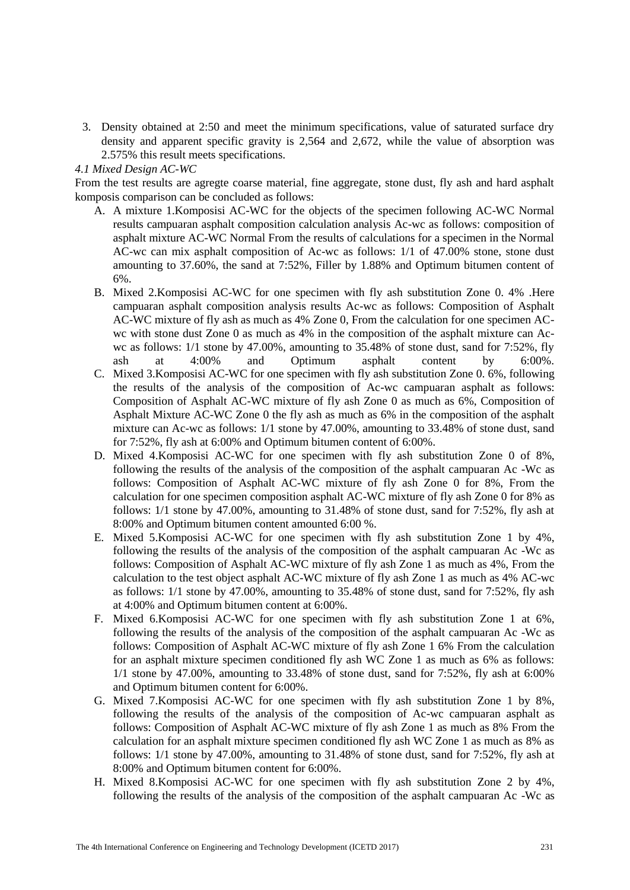3. Density obtained at 2:50 and meet the minimum specifications, value of saturated surface dry density and apparent specific gravity is 2,564 and 2,672, while the value of absorption was 2.575% this result meets specifications.

*4.1 Mixed Design AC-WC*

From the test results are agregte coarse material, fine aggregate, stone dust, fly ash and hard asphalt komposis comparison can be concluded as follows:

A. A mixture 1.Komposisi AC-WC for the objects of the specimen following AC-WC Normal results campuaran asphalt composition calculation analysis Ac-wc as follows: composition of asphalt mixture AC-WC Normal From the results of calculations for a specimen in the Normal AC-wc can mix asphalt composition of Ac-wc as follows: 1/1 of 47.00% stone, stone dust amounting to 37.60%, the sand at 7:52%, Filler by 1.88% and Optimum bitumen content of 6%.
B. Mixed 2.Komposisi AC-WC for one specimen with fly ash substitution Zone 0. 4% .Here campuaran asphalt composition analysis results Ac-wc as follows: Composition of Asphalt AC-WC mixture of fly ash as much as 4% Zone 0, From the calculation for one specimen AC-wc with stone dust Zone 0 as much as 4% in the composition of the asphalt mixture can Ac-wc as follows: 1/1 stone by 47.00%, amounting to 35.48% of stone dust, sand for 7:52%, fly ash at 4:00% and Optimum asphalt content by 6:00%.
C. Mixed 3.Komposisi AC-WC for one specimen with fly ash substitution Zone 0. 6%, following the results of the analysis of the composition of Ac-wc campuaran asphalt as follows: Composition of Asphalt AC-WC mixture of fly ash Zone 0 as much as 6%, Composition of Asphalt Mixture AC-WC Zone 0 the fly ash as much as 6% in the composition of the asphalt mixture can Ac-wc as follows: 1/1 stone by 47.00%, amounting to 33.48% of stone dust, sand for 7:52%, fly ash at 6:00% and Optimum bitumen content of 6:00%.
D. Mixed 4.Komposisi AC-WC for one specimen with fly ash substitution Zone 0 of 8%, following the results of the analysis of the composition of the asphalt campuaran Ac -Wc as follows: Composition of Asphalt AC-WC mixture of fly ash Zone 0 for 8%, From the calculation for one specimen composition asphalt AC-WC mixture of fly ash Zone 0 for 8% as follows: 1/1 stone by 47.00%, amounting to 31.48% of stone dust, sand for 7:52%, fly ash at 8:00% and Optimum bitumen content amounted 6:00 %.
E. Mixed 5.Komposisi AC-WC for one specimen with fly ash substitution Zone 1 by 4%, following the results of the analysis of the composition of the asphalt campuaran Ac -Wc as follows: Composition of Asphalt AC-WC mixture of fly ash Zone 1 as much as 4%, From the calculation to the test object asphalt AC-WC mixture of fly ash Zone 1 as much as 4% AC-wc as follows: 1/1 stone by 47.00%, amounting to 35.48% of stone dust, sand for 7:52%, fly ash at 4:00% and Optimum bitumen content at 6:00%.
F. Mixed 6.Komposisi AC-WC for one specimen with fly ash substitution Zone 1 at 6%, following the results of the analysis of the composition of the asphalt campuaran Ac -Wc as follows: Composition of Asphalt AC-WC mixture of fly ash Zone 1 6% From the calculation for an asphalt mixture specimen conditioned fly ash WC Zone 1 as much as 6% as follows: 1/1 stone by 47.00%, amounting to 33.48% of stone dust, sand for 7:52%, fly ash at 6:00% and Optimum bitumen content for 6:00%.
G. Mixed 7.Komposisi AC-WC for one specimen with fly ash substitution Zone 1 by 8%, following the results of the analysis of the composition of Ac-wc campuaran asphalt as follows: Composition of Asphalt AC-WC mixture of fly ash Zone 1 as much as 8% From the calculation for an asphalt mixture specimen conditioned fly ash WC Zone 1 as much as 8% as follows: 1/1 stone by 47.00%, amounting to 31.48% of stone dust, sand for 7:52%, fly ash at 8:00% and Optimum bitumen content for 6:00%.
H. Mixed 8.Komposisi AC-WC for one specimen with fly ash substitution Zone 2 by 4%, following the results of the analysis of the composition of the asphalt campuaran Ac -Wc as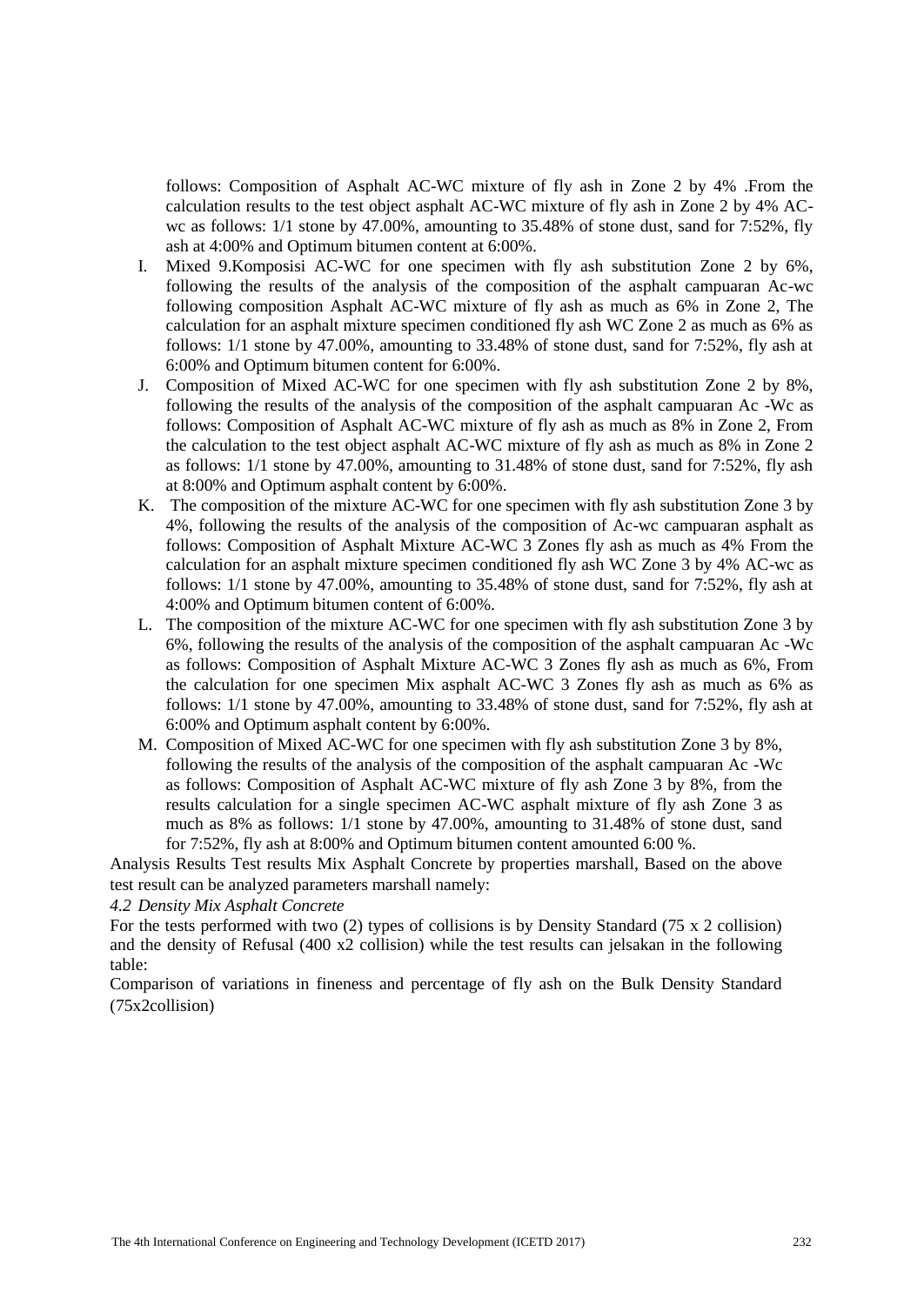follows: Composition of Asphalt AC-WC mixture of fly ash in Zone 2 by 4% .From the calculation results to the test object asphalt AC-WC mixture of fly ash in Zone 2 by 4% AC-wc as follows: 1/1 stone by 47.00%, amounting to 35.48% of stone dust, sand for 7:52%, fly ash at 4:00% and Optimum bitumen content at 6:00%.

I. Mixed 9.Komposisi AC-WC for one specimen with fly ash substitution Zone 2 by 6%, following the results of the analysis of the composition of the asphalt campuaran Ac-wc following composition Asphalt AC-WC mixture of fly ash as much as 6% in Zone 2, The calculation for an asphalt mixture specimen conditioned fly ash WC Zone 2 as much as 6% as follows: 1/1 stone by 47.00%, amounting to 33.48% of stone dust, sand for 7:52%, fly ash at 6:00% and Optimum bitumen content for 6:00%.
J. Composition of Mixed AC-WC for one specimen with fly ash substitution Zone 2 by 8%, following the results of the analysis of the composition of the asphalt campuaran Ac -Wc as follows: Composition of Asphalt AC-WC mixture of fly ash as much as 8% in Zone 2, From the calculation to the test object asphalt AC-WC mixture of fly ash as much as 8% in Zone 2 as follows: 1/1 stone by 47.00%, amounting to 31.48% of stone dust, sand for 7:52%, fly ash at 8:00% and Optimum asphalt content by 6:00%.
K. The composition of the mixture AC-WC for one specimen with fly ash substitution Zone 3 by 4%, following the results of the analysis of the composition of Ac-wc campuaran asphalt as follows: Composition of Asphalt Mixture AC-WC 3 Zones fly ash as much as 4% From the calculation for an asphalt mixture specimen conditioned fly ash WC Zone 3 by 4% AC-wc as follows: 1/1 stone by 47.00%, amounting to 35.48% of stone dust, sand for 7:52%, fly ash at 4:00% and Optimum bitumen content of 6:00%.
L. The composition of the mixture AC-WC for one specimen with fly ash substitution Zone 3 by 6%, following the results of the analysis of the composition of the asphalt campuaran Ac -Wc as follows: Composition of Asphalt Mixture AC-WC 3 Zones fly ash as much as 6%, From the calculation for one specimen Mix asphalt AC-WC 3 Zones fly ash as much as 6% as follows: 1/1 stone by 47.00%, amounting to 33.48% of stone dust, sand for 7:52%, fly ash at 6:00% and Optimum asphalt content by 6:00%.
M. Composition of Mixed AC-WC for one specimen with fly ash substitution Zone 3 by 8%, following the results of the analysis of the composition of the asphalt campuaran Ac -Wc as follows: Composition of Asphalt AC-WC mixture of fly ash Zone 3 by 8%, from the results calculation for a single specimen AC-WC asphalt mixture of fly ash Zone 3 as much as 8% as follows: 1/1 stone by 47.00%, amounting to 31.48% of stone dust, sand for 7:52%, fly ash at 8:00% and Optimum bitumen content amounted 6:00 %.

Analysis Results Test results Mix Asphalt Concrete by properties marshall, Based on the above test result can be analyzed parameters marshall namely:

*4.2 Density Mix Asphalt Concrete*

For the tests performed with two (2) types of collisions is by Density Standard (75 x 2 collision) and the density of Refusal (400 x2 collision) while the test results can jelsakan in the following table:

Comparison of variations in fineness and percentage of fly ash on the Bulk Density Standard (75x2collision)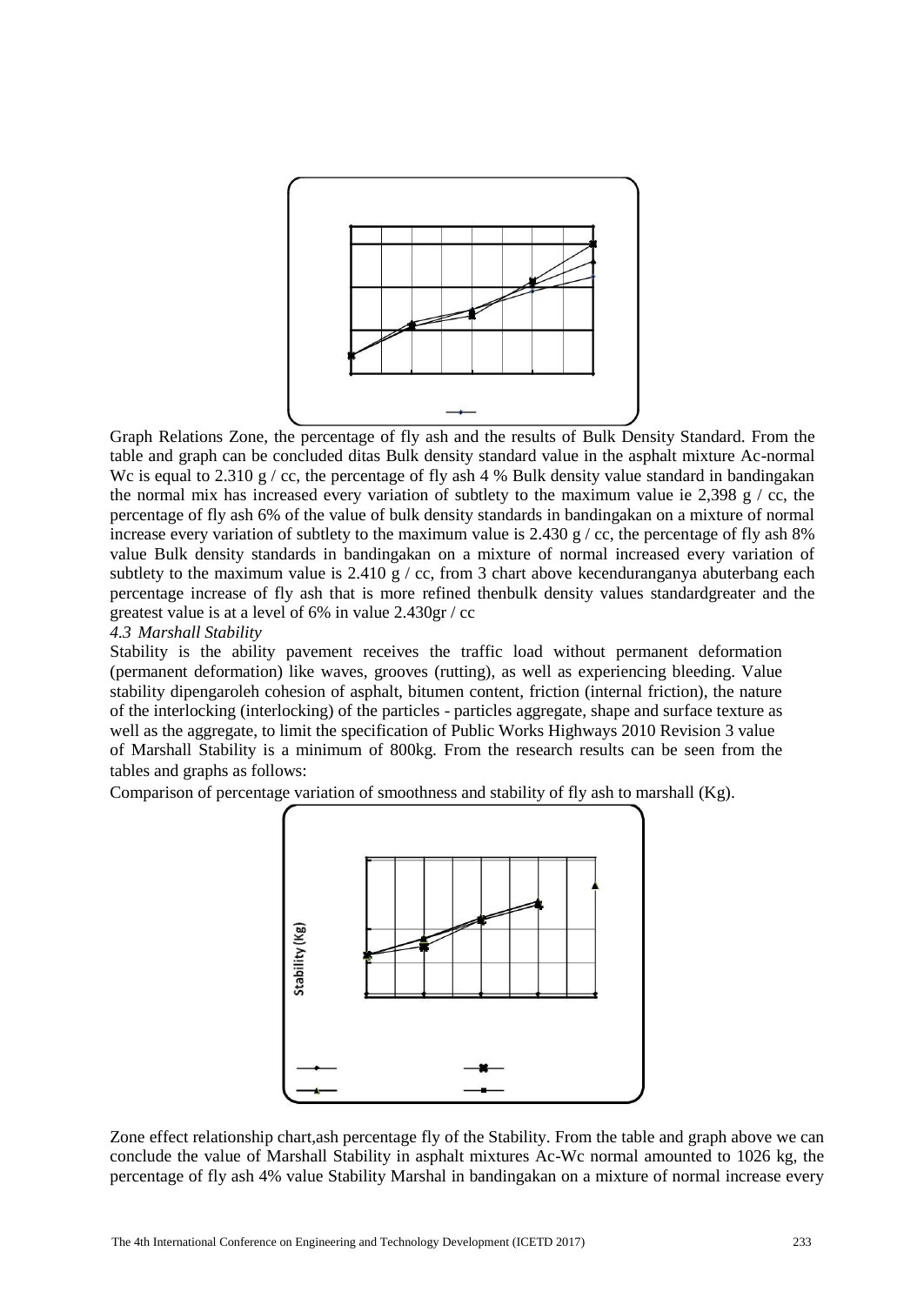Graph Relations Zone, the percentage of fly ash and the results of Bulk Density Standard. From the table and graph can be concluded ditas Bulk density standard value in the asphalt mixture Ac-normal Wc is equal to 2.310 g / cc, the percentage of fly ash 4 % Bulk density value standard in bandingakan the normal mix has increased every variation of subtlety to the maximum value ie 2,398 g / cc, the percentage of fly ash 6% of the value of bulk density standards in bandingakan on a mixture of normal increase every variation of subtlety to the maximum value is 2.430 g / cc, the percentage of fly ash 8% value Bulk density standards in bandingakan on a mixture of normal increased every variation of subtlety to the maximum value is 2.410 g / cc, from 3 chart above kecenduranganya abuterbang each percentage increase of fly ash that is more refined thenbulk density values standardgreater and the greatest value is at a level of 6% in value 2.430gr / cc

### *4.3 Marshall Stability*

Stability is the ability pavement receives the traffic load without permanent deformation (permanent deformation) like waves, grooves (rutting), as well as experiencing bleeding. Value stability dipengaroleh cohesion of asphalt, bitumen content, friction (internal friction), the nature of the interlocking (interlocking) of the particles - particles aggregate, shape and surface texture as well as the aggregate, to limit the specification of Public Works Highways 2010 Revision 3 value of Marshall Stability is a minimum of 800kg. From the research results can be seen from the tables and graphs as follows:

Comparison of percentage variation of smoothness and stability of fly ash to marshall (Kg).

Zone effect relationship chart,ash percentage fly of the Stability. From the table and graph above we can conclude the value of Marshall Stability in asphalt mixtures Ac-Wc normal amounted to 1026 kg, the percentage of fly ash 4% value Stability Marshal in bandingakan on a mixture of normal increase every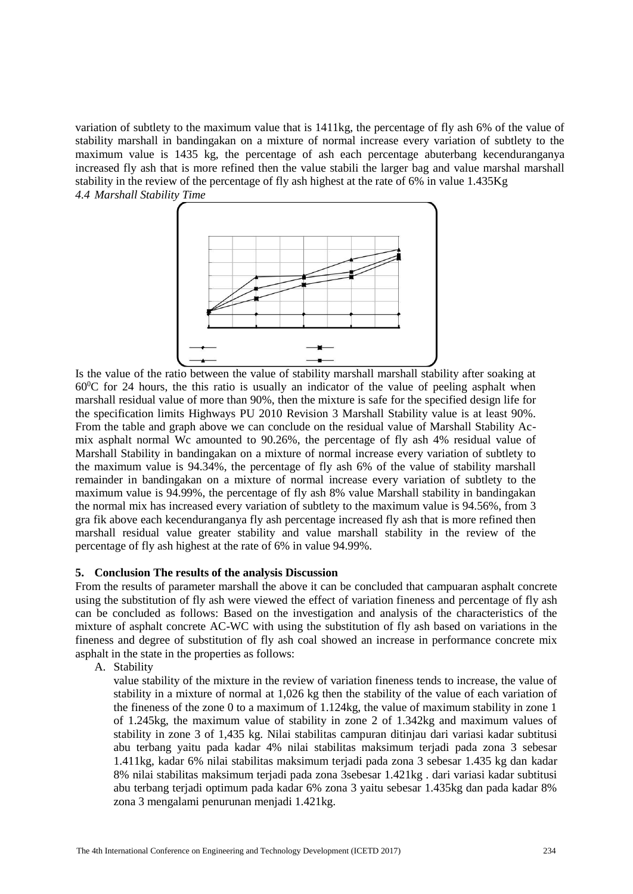variation of subtlety to the maximum value that is 1411kg, the percentage of fly ash 6% of the value of stability marshall in bandingakan on a mixture of normal increase every variation of subtlety to the maximum value is 1435 kg, the percentage of ash each percentage abuterbang kecenduranganya increased fly ash that is more refined then the value stabili the larger bag and value marshal marshall stability in the review of the percentage of fly ash highest at the rate of 6% in value 1.435Kg

*4.4 Marshall Stability Time*

Is the value of the ratio between the value of stability marshall marshall stability after soaking at $60^0$C for 24 hours, the this ratio is usually an indicator of the value of peeling asphalt when marshall residual value of more than 90%, then the mixture is safe for the specified design life for the specification limits Highways PU 2010 Revision 3 Marshall Stability value is at least 90%. From the table and graph above we can conclude on the residual value of Marshall Stability Ac-mix asphalt normal Wc amounted to 90.26%, the percentage of fly ash 4% residual value of Marshall Stability in bandingakan on a mixture of normal increase every variation of subtlety to the maximum value is 94.34%, the percentage of fly ash 6% of the value of stability marshall remainder in bandingakan on a mixture of normal increase every variation of subtlety to the maximum value is 94.99%, the percentage of fly ash 8% value Marshall stability in bandingakan the normal mix has increased every variation of subtlety to the maximum value is 94.56%, from 3 gra fik above each kecenduranganya fly ash percentage increased fly ash that is more refined then marshall residual value greater stability and value marshall stability in the review of the percentage of fly ash highest at the rate of 6% in value 94.99%.

## 5. Conclusion The results of the analysis Discussion

From the results of parameter marshall the above it can be concluded that campuaran asphalt concrete using the substitution of fly ash were viewed the effect of variation fineness and percentage of fly ash can be concluded as follows: Based on the investigation and analysis of the characteristics of the mixture of asphalt concrete AC-WC with using the substitution of fly ash based on variations in the fineness and degree of substitution of fly ash coal showed an increase in performance concrete mix asphalt in the state in the properties as follows:

A. Stability

value stability of the mixture in the review of variation fineness tends to increase, the value of stability in a mixture of normal at 1,026 kg then the stability of the value of each variation of the fineness of the zone 0 to a maximum of 1.124kg, the value of maximum stability in zone 1 of 1.245kg, the maximum value of stability in zone 2 of 1.342kg and maximum values of stability in zone 3 of 1,435 kg. Nilai stabilitas campuran ditinjau dari variasi kadar subtitusi abu terbang yaitu pada kadar 4% nilai stabilitas maksimum terjadi pada zona 3 sebesar 1.411kg, kadar 6% nilai stabilitas maksimum terjadi pada zona 3 sebesar 1.435 kg dan kadar 8% nilai stabilitas maksimum terjadi pada zona 3sebesar 1.421kg . dari variasi kadar subtitusi abu terbang terjadi optimum pada kadar 6% zona 3 yaitu sebesar 1.435kg dan pada kadar 8% zona 3 mengalami penurunan menjadi 1.421kg.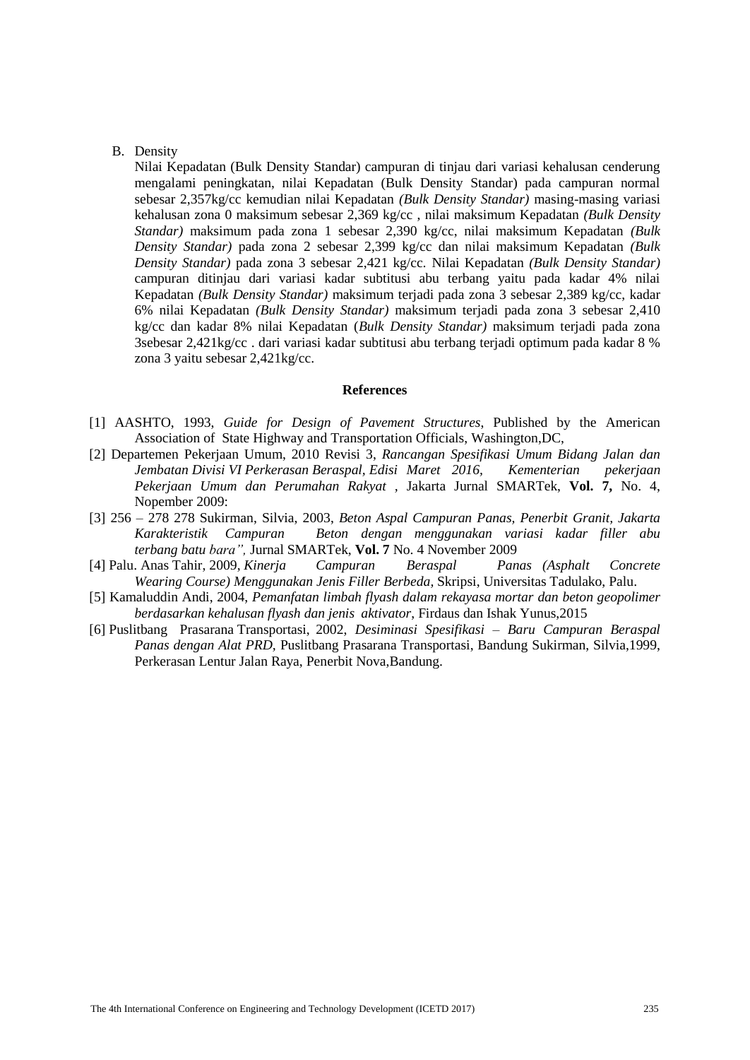B. Density

Nilai Kepadatan (Bulk Density Standar) campuran di tinjau dari variasi kehalusan cenderung mengalami peningkatan, nilai Kepadatan (Bulk Density Standar) pada campuran normal sebesar 2,357kg/cc kemudian nilai Kepadatan *(Bulk Density Standar)* masing-masing variasi kehalusan zona 0 maksimum sebesar 2,369 kg/cc , nilai maksimum Kepadatan *(Bulk Density Standar)* maksimum pada zona 1 sebesar 2,390 kg/cc, nilai maksimum Kepadatan *(Bulk Density Standar)* pada zona 2 sebesar 2,399 kg/cc dan nilai maksimum Kepadatan *(Bulk Density Standar)* pada zona 3 sebesar 2,421 kg/cc. Nilai Kepadatan *(Bulk Density Standar)* campuran ditinjau dari variasi kadar subtitusi abu terbang yaitu pada kadar 4% nilai Kepadatan *(Bulk Density Standar)* maksimum terjadi pada zona 3 sebesar 2,389 kg/cc, kadar 6% nilai Kepadatan *(Bulk Density Standar)* maksimum terjadi pada zona 3 sebesar 2,410 kg/cc dan kadar 8% nilai Kepadatan (*Bulk Density Standar)* maksimum terjadi pada zona 3sebesar 2,421kg/cc . dari variasi kadar subtitusi abu terbang terjadi optimum pada kadar 8 % zona 3 yaitu sebesar 2,421kg/cc.

## References

[1] AASHTO, 1993, *Guide for Design of Pavement Structures*, Published by the American Association of State Highway and Transportation Officials, Washington,DC,

[2] Departemen Pekerjaan Umum, 2010 Revisi 3, *Rancangan Spesifikasi Umum Bidang Jalan dan Jembatan Divisi VI Perkerasan Beraspal, Edisi Maret 2016, Kementerian pekerjaan Pekerjaan Umum dan Perumahan Rakyat* , Jakarta Jurnal SMARTek, **Vol. 7,** No. 4, Nopember 2009:

[3] 256 – 278 278 Sukirman, Silvia, 2003, *Beton Aspal Campuran Panas, Penerbit Granit, Jakarta Karakteristik Campuran Beton dengan menggunakan variasi kadar filler abu terbang batu bara",* Jurnal SMARTek, **Vol. 7** No. 4 November 2009

[4] Palu. Anas Tahir, 2009, *Kinerja Campuran Beraspal Panas (Asphalt Concrete Wearing Course) Menggunakan Jenis Filler Berbeda,* Skripsi, Universitas Tadulako, Palu.

[5] Kamaluddin Andi, 2004, *Pemanfatan limbah flyash dalam rekayasa mortar dan beton geopolimer berdasarkan kehalusan flyash dan jenis aktivator*, Firdaus dan Ishak Yunus,2015

[6] Puslitbang Prasarana Transportasi, 2002, *Desiminasi Spesifikasi – Baru Campuran Beraspal Panas dengan Alat PRD,* Puslitbang Prasarana Transportasi, Bandung Sukirman, Silvia,1999, Perkerasan Lentur Jalan Raya, Penerbit Nova,Bandung.